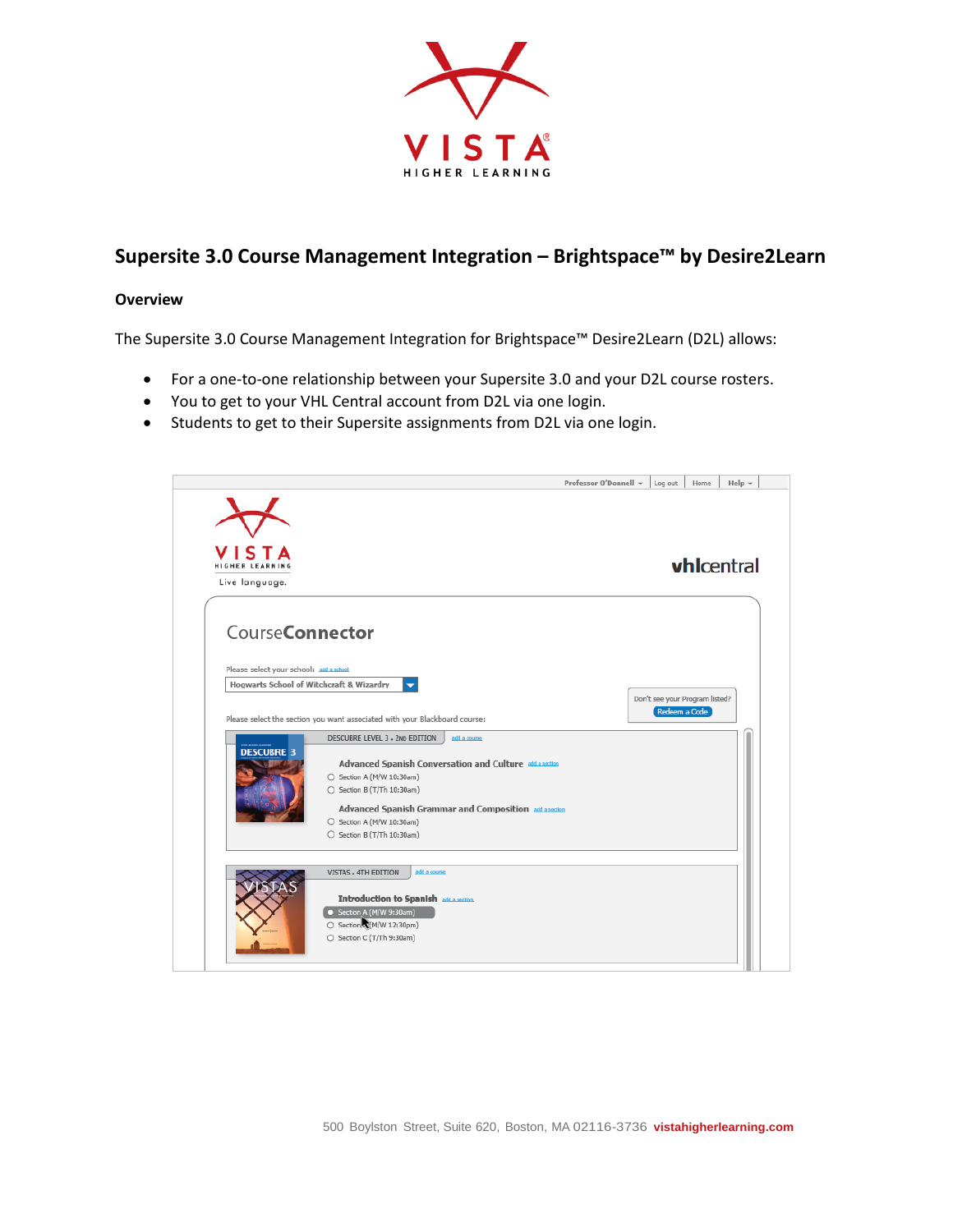# Supersite 3.0 Course Management Integration – Brightspace™ by Desire2Learn

## Overview

The Supersite 3.0 Course Management Integration for Brightspace™ Desire2Learn (D2L) allows:

- For a one-to-one relationship between your Supersite 3.0 and your D2L course rosters.
- You to get to your VHL Central account from D2L via one login.
- Students to get to their Supersite assignments from D2L via one login.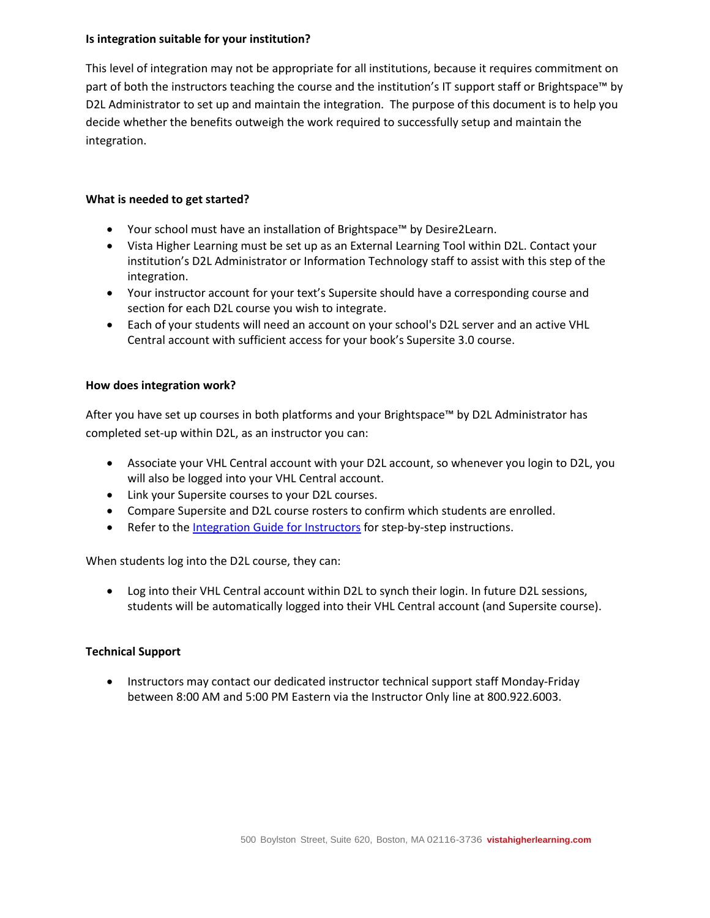**Is integration suitable for your institution?**

This level of integration may not be appropriate for all institutions, because it requires commitment on part of both the instructors teaching the course and the institution's IT support staff or Brightspace™ by D2L Administrator to set up and maintain the integration. The purpose of this document is to help you decide whether the benefits outweigh the work required to successfully setup and maintain the integration.

**What is needed to get started?**

- Your school must have an installation of Brightspace™ by Desire2Learn.
- Vista Higher Learning must be set up as an External Learning Tool within D2L. Contact your institution's D2L Administrator or Information Technology staff to assist with this step of the integration.
- Your instructor account for your text's Supersite should have a corresponding course and section for each D2L course you wish to integrate.
- Each of your students will need an account on your school's D2L server and an active VHL Central account with sufficient access for your book's Supersite 3.0 course.

**How does integration work?**

After you have set up courses in both platforms and your Brightspace™ by D2L Administrator has completed set-up within D2L, as an instructor you can:

- Associate your VHL Central account with your D2L account, so whenever you login to D2L, you will also be logged into your VHL Central account.
- Link your Supersite courses to your D2L courses.
- Compare Supersite and D2L course rosters to confirm which students are enrolled.
- Refer to the Integration Guide for Instructors for step-by-step instructions.

When students log into the D2L course, they can:

- Log into their VHL Central account within D2L to synch their login. In future D2L sessions, students will be automatically logged into their VHL Central account (and Supersite course).

**Technical Support**

- Instructors may contact our dedicated instructor technical support staff Monday-Friday between 8:00 AM and 5:00 PM Eastern via the Instructor Only line at 800.922.6003.

500 Boylston Street, Suite 620, Boston, MA 02116-3736 **vistahigherlearning.com**